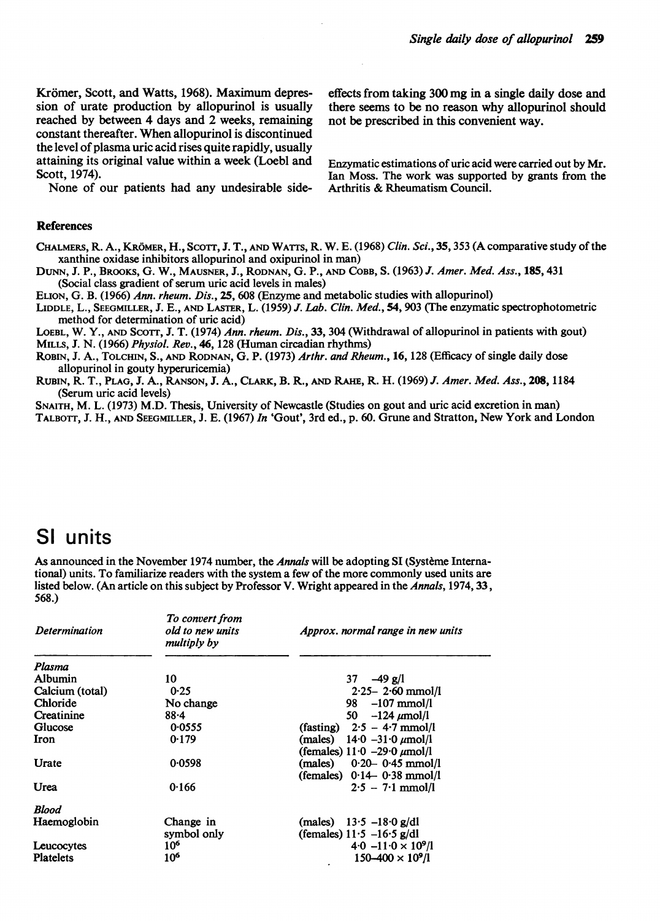Krömer, Scott, and Watts, 1968). Maximum depression of urate production by allopurinol is usually reached by between 4 days and 2 weeks, remaining constant thereafter. When allopurinol is discontinued the level of plasma uric acid rises quite rapidly, usually attaining its original value within a week (Loebl and Scott, 1974).

None of our patients had any undesirable side-effects from taking 300 mg in a single daily dose and there seems to be no reason why allopurinol should not be prescribed in this convenient way.

Enzymatic estimations of uric acid were carried out by Mr. Ian Moss. The work was supported by grants from the Arthritis & Rheumatism Council.

## References

Chalmers, R. A., Krömer, H., Scott, J. T., and Watts, R. W. E. (1968) *Clin. Sci.*, **35**, 353 (A comparative study of the xanthine oxidase inhibitors allopurinol and oxipurinol in man)

Dunn, J. P., Brooks, G. W., Mausner, J., Rodnan, G. P., and Cobb, S. (1963) *J. Amer. Med. Ass.*, **185**, 431 (Social class gradient of serum uric acid levels in males)

Elion, G. B. (1966) *Ann. rheum. Dis.*, **25**, 608 (Enzyme and metabolic studies with allopurinol)

Liddle, L., Seegmiller, J. E., and Laster, L. (1959) *J. Lab. Clin. Med.*, **54**, 903 (The enzymatic spectrophotometric method for determination of uric acid)

Loebl, W. Y., and Scott, J. T. (1974) *Ann. rheum. Dis.*, **33**, 304 (Withdrawal of allopurinol in patients with gout)

Mills, J. N. (1966) *Physiol. Rev.*, **46**, 128 (Human circadian rhythms)

Robin, J. A., Tolchin, S., and Rodnan, G. P. (1973) *Arthr. and Rheum.*, **16**, 128 (Efficacy of single daily dose allopurinol in gouty hyperuricemia)

Rubin, R. T., Plag, J. A., Ranson, J. A., Clark, B. R., and Rahe, R. H. (1969) *J. Amer. Med. Ass.*, **208**, 1184 (Serum uric acid levels)

Snaith, M. L. (1973) M.D. Thesis, University of Newcastle (Studies on gout and uric acid excretion in man)

Talbott, J. H., and Seegmiller, J. E. (1967) *In* 'Gout', 3rd ed., p. 60. Grune and Stratton, New York and London

# SI units

As announced in the November 1974 number, the *Annals* will be adopting SI (Système International) units. To familiarize readers with the system a few of the more commonly used units are listed below. (An article on this subject by Professor V. Wright appeared in the *Annals*, 1974, **33**, 568.)

| *Determination* | *To convert from old to new units multiply by* | *Approx. normal range in new units* |
|---|---|---|
| *Plasma* | | |
| Albumin | 10 | 37 –49 g/l |
| Calcium (total) | 0·25 | 2·25– 2·60 mmol/l |
| Chloride | No change | 98 –107 mmol/l |
| Creatinine | 88·4 | 50 –124 μmol/l |
| Glucose | 0·0555 | (fasting) 2·5 – 4·7 mmol/l |
| Iron | 0·179 | (males) 14·0 –31·0 μmol/l<br>(females) 11·0 –29·0 μmol/l |
| Urate | 0·0598 | (males) 0·20– 0·45 mmol/l<br>(females) 0·14– 0·38 mmol/l |
| Urea | 0·166 | 2·5 – 7·1 mmol/l |
| *Blood* | | |
| Haemoglobin | Change in symbol only | (males) 13·5 –18·0 g/dl<br>(females) 11·5 –16·5 g/dl |
| Leucocytes | $10^6$ | 4·0 –11·0 × $10^9$/l |
| Platelets | $10^6$ | 150–400 × $10^9$/l |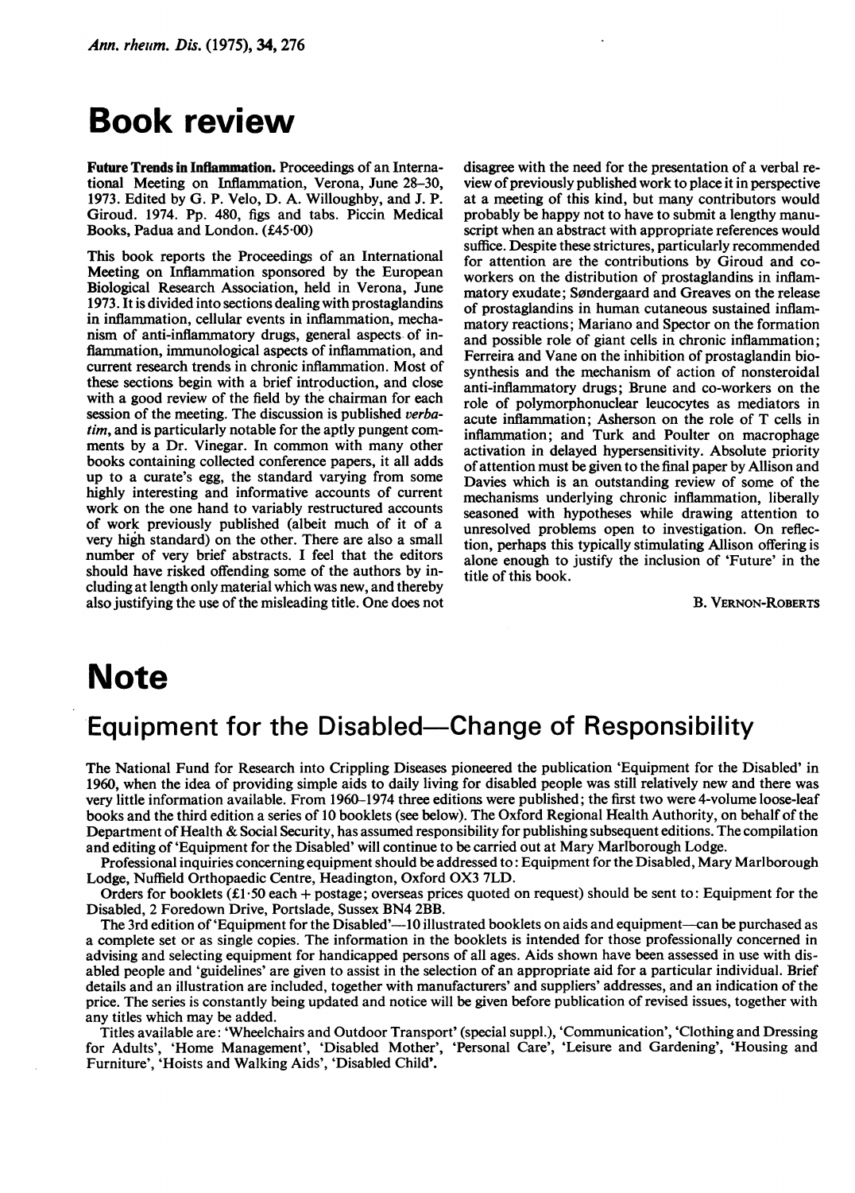# Book review

**Future Trends in Inflammation.** Proceedings of an International Meeting on Inflammation, Verona, June 28–30, 1973. Edited by G. P. Velo, D. A. Willoughby, and J. P. Giroud. 1974. Pp. 480, figs and tabs. Piccin Medical Books, Padua and London. (£45·00)

This book reports the Proceedings of an International Meeting on Inflammation sponsored by the European Biological Research Association, held in Verona, June 1973. It is divided into sections dealing with prostaglandins in inflammation, cellular events in inflammation, mechanism of anti-inflammatory drugs, general aspects of inflammation, immunological aspects of inflammation, and current research trends in chronic inflammation. Most of these sections begin with a brief introduction, and close with a good review of the field by the chairman for each session of the meeting. The discussion is published *verbatim*, and is particularly notable for the aptly pungent comments by a Dr. Vinegar. In common with many other books containing collected conference papers, it all adds up to a curate's egg, the standard varying from some highly interesting and informative accounts of current work on the one hand to variably restructured accounts of work previously published (albeit much of it of a very high standard) on the other. There are also a small number of very brief abstracts. I feel that the editors should have risked offending some of the authors by including at length only material which was new, and thereby also justifying the use of the misleading title. One does not disagree with the need for the presentation of a verbal review of previously published work to place it in perspective at a meeting of this kind, but many contributors would probably be happy not to have to submit a lengthy manuscript when an abstract with appropriate references would suffice. Despite these strictures, particularly recommended for attention are the contributions by Giroud and coworkers on the distribution of prostaglandins in inflammatory exudate; Søndergaard and Greaves on the release of prostaglandins in human cutaneous sustained inflammatory reactions; Mariano and Spector on the formation and possible role of giant cells in chronic inflammation; Ferreira and Vane on the inhibition of prostaglandin biosynthesis and the mechanism of action of nonsteroidal anti-inflammatory drugs; Brune and co-workers on the role of polymorphonuclear leucocytes as mediators in acute inflammation; Asherson on the role of T cells in inflammation; and Turk and Poulter on macrophage activation in delayed hypersensitivity. Absolute priority of attention must be given to the final paper by Allison and Davies which is an outstanding review of some of the mechanisms underlying chronic inflammation, liberally seasoned with hypotheses while drawing attention to unresolved problems open to investigation. On reflection, perhaps this typically stimulating Allison offering is alone enough to justify the inclusion of 'Future' in the title of this book.

B. VERNON-ROBERTS

# Note

## Equipment for the Disabled—Change of Responsibility

The National Fund for Research into Crippling Diseases pioneered the publication 'Equipment for the Disabled' in 1960, when the idea of providing simple aids to daily living for disabled people was still relatively new and there was very little information available. From 1960–1974 three editions were published; the first two were 4-volume loose-leaf books and the third edition a series of 10 booklets (see below). The Oxford Regional Health Authority, on behalf of the Department of Health & Social Security, has assumed responsibility for publishing subsequent editions. The compilation and editing of 'Equipment for the Disabled' will continue to be carried out at Mary Marlborough Lodge.

Professional inquiries concerning equipment should be addressed to: Equipment for the Disabled, Mary Marlborough Lodge, Nuffield Orthopaedic Centre, Headington, Oxford OX3 7LD.

Orders for booklets (£1·50 each + postage; overseas prices quoted on request) should be sent to: Equipment for the Disabled, 2 Foredown Drive, Portslade, Sussex BN4 2BB.

The 3rd edition of 'Equipment for the Disabled'—10 illustrated booklets on aids and equipment—can be purchased as a complete set or as single copies. The information in the booklets is intended for those professionally concerned in advising and selecting equipment for handicapped persons of all ages. Aids shown have been assessed in use with disabled people and 'guidelines' are given to assist in the selection of an appropriate aid for a particular individual. Brief details and an illustration are included, together with manufacturers' and suppliers' addresses, and an indication of the price. The series is constantly being updated and notice will be given before publication of revised issues, together with any titles which may be added.

Titles available are: 'Wheelchairs and Outdoor Transport' (special suppl.), 'Communication', 'Clothing and Dressing for Adults', 'Home Management', 'Disabled Mother', 'Personal Care', 'Leisure and Gardening', 'Housing and Furniture', 'Hoists and Walking Aids', 'Disabled Child'.